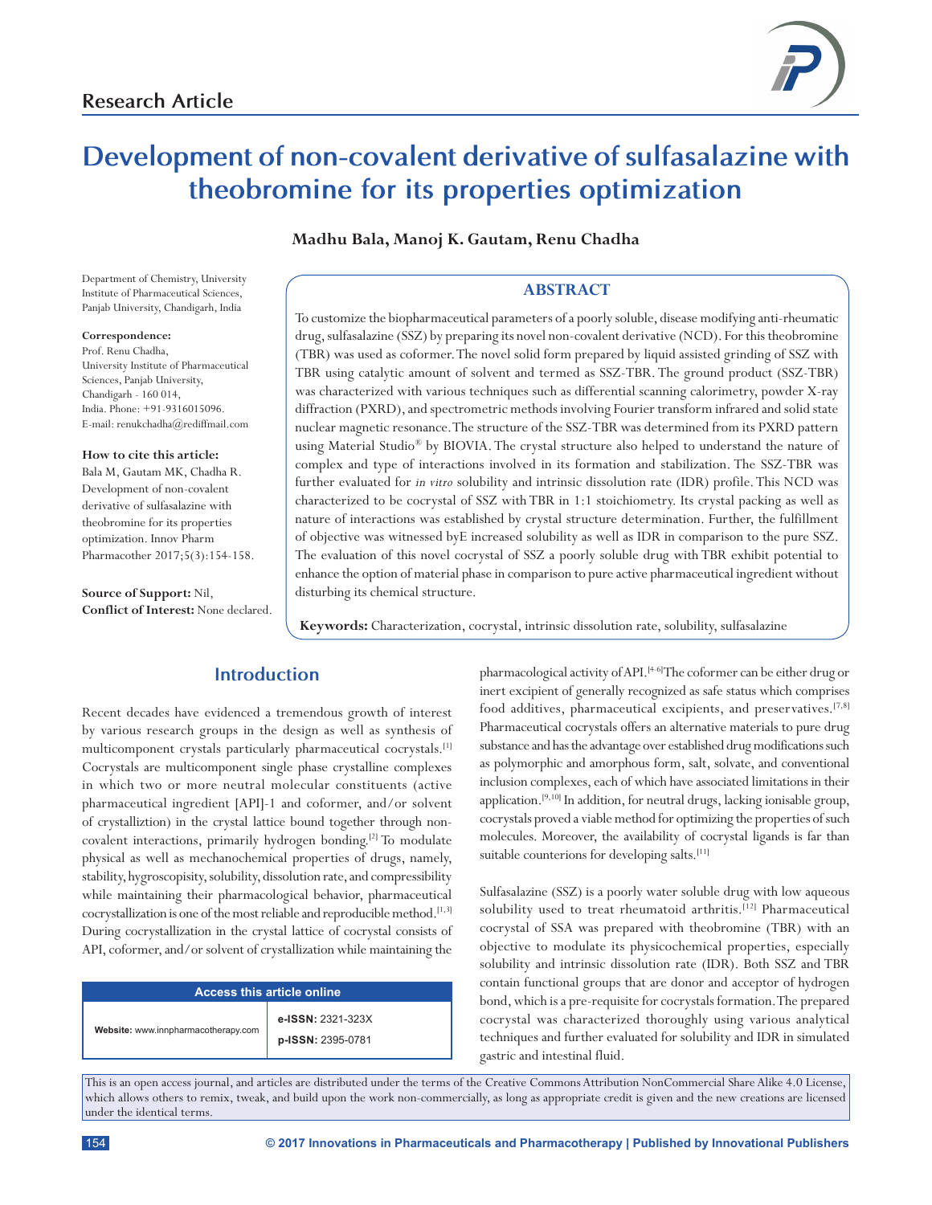Research Article

# Development of non-covalent derivative of sulfasalazine with theobromine for its properties optimization

**Madhu Bala, Manoj K. Gautam, Renu Chadha**

Department of Chemistry, University Institute of Pharmaceutical Sciences, Panjab University, Chandigarh, India

**Correspondence:**
Prof. Renu Chadha,
University Institute of Pharmaceutical Sciences, Panjab University,
Chandigarh - 160 014,
India. Phone: +91-9316015096.
E-mail: renukchadha@rediffmail.com

**How to cite this article:**
Bala M, Gautam MK, Chadha R. Development of non-covalent derivative of sulfasalazine with theobromine for its properties optimization. Innov Pharm Pharmacother 2017;5(3):154-158.

**Source of Support:** Nil,
**Conflict of Interest:** None declared.

## ABSTRACT

To customize the biopharmaceutical parameters of a poorly soluble, disease modifying anti-rheumatic drug, sulfasalazine (SSZ) by preparing its novel non-covalent derivative (NCD). For this theobromine (TBR) was used as coformer. The novel solid form prepared by liquid assisted grinding of SSZ with TBR using catalytic amount of solvent and termed as SSZ-TBR. The ground product (SSZ-TBR) was characterized with various techniques such as differential scanning calorimetry, powder X-ray diffraction (PXRD), and spectrometric methods involving Fourier transform infrared and solid state nuclear magnetic resonance. The structure of the SSZ-TBR was determined from its PXRD pattern using Material Studio® by BIOVIA. The crystal structure also helped to understand the nature of complex and type of interactions involved in its formation and stabilization. The SSZ-TBR was further evaluated for *in vitro* solubility and intrinsic dissolution rate (IDR) profile. This NCD was characterized to be cocrystal of SSZ with TBR in 1:1 stoichiometry. Its crystal packing as well as nature of interactions was established by crystal structure determination. Further, the fulfillment of objective was witnessed byE increased solubility as well as IDR in comparison to the pure SSZ. The evaluation of this novel cocrystal of SSZ a poorly soluble drug with TBR exhibit potential to enhance the option of material phase in comparison to pure active pharmaceutical ingredient without disturbing its chemical structure.

**Keywords:** Characterization, cocrystal, intrinsic dissolution rate, solubility, sulfasalazine

## Introduction

Recent decades have evidenced a tremendous growth of interest by various research groups in the design as well as synthesis of multicomponent crystals particularly pharmaceutical cocrystals.[1] Cocrystals are multicomponent single phase crystalline complexes in which two or more neutral molecular constituents (active pharmaceutical ingredient [API]-1 and coformer, and/or solvent of crystalliztion) in the crystal lattice bound together through non-covalent interactions, primarily hydrogen bonding.[2] To modulate physical as well as mechanochemical properties of drugs, namely, stability, hygroscopicity, solubility, dissolution rate, and compressibility while maintaining their pharmacological behavior, pharmaceutical cocrystallization is one of the most reliable and reproducible method.[1,3] During cocrystallization in the crystal lattice of cocrystal consists of API, coformer, and/or solvent of crystallization while maintaining the pharmacological activity of API.[4-6] The coformer can be either drug or inert excipient of generally recognized as safe status which comprises food additives, pharmaceutical excipients, and preservatives.[7,8] Pharmaceutical cocrystals offers an alternative materials to pure drug substance and has the advantage over established drug modifications such as polymorphic and amorphous form, salt, solvate, and conventional inclusion complexes, each of which have associated limitations in their application.[9,10] In addition, for neutral drugs, lacking ionisable group, cocrystals proved a viable method for optimizing the properties of such molecules. Moreover, the availability of cocrystal ligands is far than suitable counterions for developing salts.[11]

Sulfasalazine (SSZ) is a poorly water soluble drug with low aqueous solubility used to treat rheumatoid arthritis.[12] Pharmaceutical cocrystal of SSA was prepared with theobromine (TBR) with an objective to modulate its physicochemical properties, especially solubility and intrinsic dissolution rate (IDR). Both SSZ and TBR contain functional groups that are donor and acceptor of hydrogen bond, which is a pre-requisite for cocrystals formation. The prepared cocrystal was characterized thoroughly using various analytical techniques and further evaluated for solubility and IDR in simulated gastric and intestinal fluid.

| Access this article online | |
|---|---|
| **Website:** www.innpharmacotherapy.com | **e-ISSN:** 2321-323X<br>**p-ISSN:** 2395-0781 |

This is an open access journal, and articles are distributed under the terms of the Creative Commons Attribution NonCommercial Share Alike 4.0 License, which allows others to remix, tweak, and build upon the work non-commercially, as long as appropriate credit is given and the new creations are licensed under the identical terms.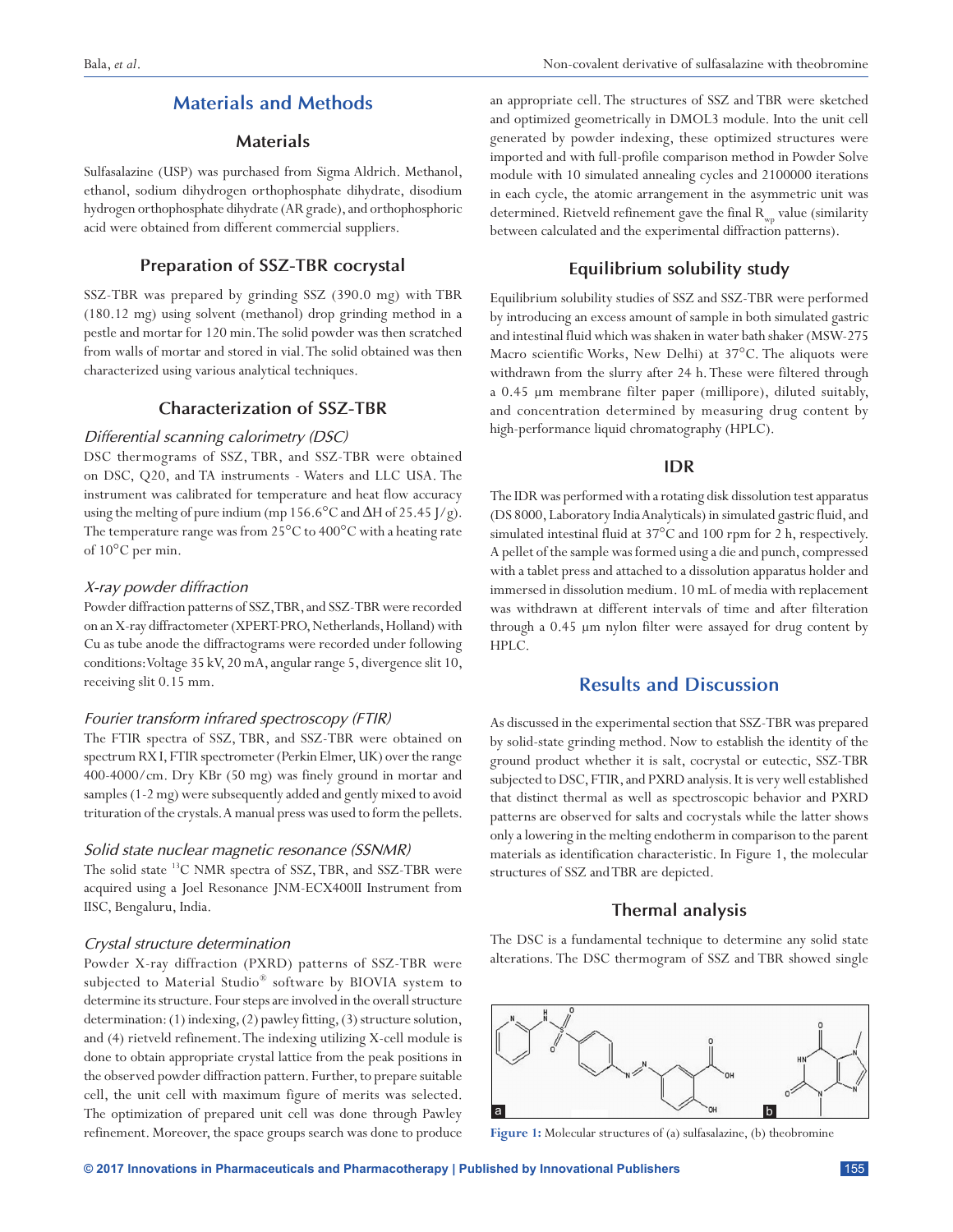## Materials and Methods

### Materials

Sulfasalazine (USP) was purchased from Sigma Aldrich. Methanol, ethanol, sodium dihydrogen orthophosphate dihydrate, disodium hydrogen orthophosphate dihydrate (AR grade), and orthophosphoric acid were obtained from different commercial suppliers.

### Preparation of SSZ-TBR cocrystal

SSZ-TBR was prepared by grinding SSZ (390.0 mg) with TBR (180.12 mg) using solvent (methanol) drop grinding method in a pestle and mortar for 120 min. The solid powder was then scratched from walls of mortar and stored in vial. The solid obtained was then characterized using various analytical techniques.

### Characterization of SSZ-TBR

*Differential scanning calorimetry (DSC)*

DSC thermograms of SSZ, TBR, and SSZ-TBR were obtained on DSC, Q20, and TA instruments - Waters and LLC USA. The instrument was calibrated for temperature and heat flow accuracy using the melting of pure indium (mp 156.6°C and ΔH of 25.45 J/g). The temperature range was from 25°C to 400°C with a heating rate of 10°C per min.

*X-ray powder diffraction*

Powder diffraction patterns of SSZ, TBR, and SSZ-TBR were recorded on an X-ray diffractometer (XPERT-PRO, Netherlands, Holland) with Cu as tube anode the diffractograms were recorded under following conditions: Voltage 35 kV, 20 mA, angular range 5, divergence slit 10, receiving slit 0.15 mm.

*Fourier transform infrared spectroscopy (FTIR)*

The FTIR spectra of SSZ, TBR, and SSZ-TBR were obtained on spectrum RX I, FTIR spectrometer (Perkin Elmer, UK) over the range 400-4000/cm. Dry KBr (50 mg) was finely ground in mortar and samples (1-2 mg) were subsequently added and gently mixed to avoid trituration of the crystals. A manual press was used to form the pellets.

*Solid state nuclear magnetic resonance (SSNMR)*

The solid state $^{13}C$ NMR spectra of SSZ, TBR, and SSZ-TBR were acquired using a Joel Resonance JNM-ECX400II Instrument from IISC, Bengaluru, India.

*Crystal structure determination*

Powder X-ray diffraction (PXRD) patterns of SSZ-TBR were subjected to Material Studio® software by BIOVIA system to determine its structure. Four steps are involved in the overall structure determination: (1) indexing, (2) pawley fitting, (3) structure solution, and (4) rietveld refinement. The indexing utilizing X-cell module is done to obtain appropriate crystal lattice from the peak positions in the observed powder diffraction pattern. Further, to prepare suitable cell, the unit cell with maximum figure of merits was selected. The optimization of prepared unit cell was done through Pawley refinement. Moreover, the space groups search was done to produce an appropriate cell. The structures of SSZ and TBR were sketched and optimized geometrically in DMOL3 module. Into the unit cell generated by powder indexing, these optimized structures were imported and with full-profile comparison method in Powder Solve module with 10 simulated annealing cycles and 2100000 iterations in each cycle, the atomic arrangement in the asymmetric unit was determined. Rietveld refinement gave the final $R_{wp}$ value (similarity between calculated and the experimental diffraction patterns).

### Equilibrium solubility study

Equilibrium solubility studies of SSZ and SSZ-TBR were performed by introducing an excess amount of sample in both simulated gastric and intestinal fluid which was shaken in water bath shaker (MSW-275 Macro scientific Works, New Delhi) at 37°C. The aliquots were withdrawn from the slurry after 24 h. These were filtered through a 0.45 µm membrane filter paper (millipore), diluted suitably, and concentration determined by measuring drug content by high-performance liquid chromatography (HPLC).

### IDR

The IDR was performed with a rotating disk dissolution test apparatus (DS 8000, Laboratory India Analyticals) in simulated gastric fluid, and simulated intestinal fluid at 37°C and 100 rpm for 2 h, respectively. A pellet of the sample was formed using a die and punch, compressed with a tablet press and attached to a dissolution apparatus holder and immersed in dissolution medium. 10 mL of media with replacement was withdrawn at different intervals of time and after filteration through a 0.45 µm nylon filter were assayed for drug content by HPLC.

## Results and Discussion

As discussed in the experimental section that SSZ-TBR was prepared by solid-state grinding method. Now to establish the identity of the ground product whether it is salt, cocrystal or eutectic, SSZ-TBR subjected to DSC, FTIR, and PXRD analysis. It is very well established that distinct thermal as well as spectroscopic behavior and PXRD patterns are observed for salts and cocrystals while the latter shows only a lowering in the melting endotherm in comparison to the parent materials as identification characteristic. In Figure 1, the molecular structures of SSZ and TBR are depicted.

### Thermal analysis

The DSC is a fundamental technique to determine any solid state alterations. The DSC thermogram of SSZ and TBR showed single

**Figure 1:** Molecular structures of (a) sulfasalazine, (b) theobromine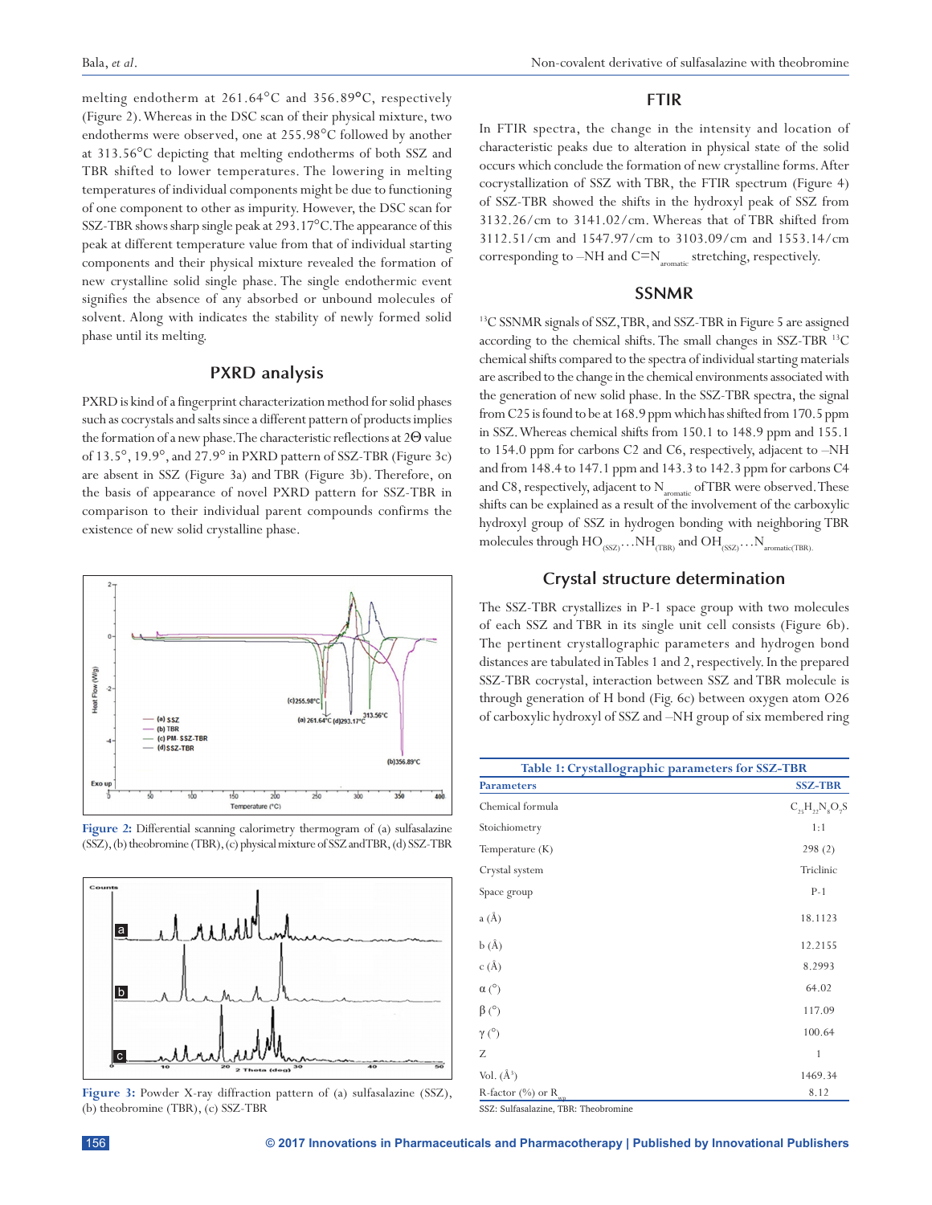melting endotherm at 261.64°C and 356.89°C, respectively (Figure 2). Whereas in the DSC scan of their physical mixture, two endotherms were observed, one at 255.98°C followed by another at 313.56°C depicting that melting endotherms of both SSZ and TBR shifted to lower temperatures. The lowering in melting temperatures of individual components might be due to functioning of one component to other as impurity. However, the DSC scan for SSZ-TBR shows sharp single peak at 293.17°C. The appearance of this peak at different temperature value from that of individual starting components and their physical mixture revealed the formation of new crystalline solid single phase. The single endothermic event signifies the absence of any absorbed or unbound molecules of solvent. Along with indicates the stability of newly formed solid phase until its melting.

## PXRD analysis

PXRD is kind of a fingerprint characterization method for solid phases such as cocrystals and salts since a different pattern of products implies the formation of a new phase. The characteristic reflections at 2Θ value of 13.5°, 19.9°, and 27.9° in PXRD pattern of SSZ-TBR (Figure 3c) are absent in SSZ (Figure 3a) and TBR (Figure 3b). Therefore, on the basis of appearance of novel PXRD pattern for SSZ-TBR in comparison to their individual parent compounds confirms the existence of new solid crystalline phase.

Heat Flow (W/g)
Exo up
Temperature (°C)
— (a) SSZ
— (b) TBR
— (c) PM- SSZ-TBR
— (d) SSZ-TBR
(c)255.98°C
(a) 261.64°C (d)293.17°C
313.56°C
(b)356.89°C

Figure 2: Differential scanning calorimetry thermogram of (a) sulfasalazine (SSZ), (b) theobromine (TBR), (c) physical mixture of SSZ and TBR, (d) SSZ-TBR

Counts
a
b
c
2 Theta (deg)

Figure 3: Powder X-ray diffraction pattern of (a) sulfasalazine (SSZ), (b) theobromine (TBR), (c) SSZ-TBR

## FTIR

In FTIR spectra, the change in the intensity and location of characteristic peaks due to alteration in physical state of the solid occurs which conclude the formation of new crystalline forms. After cocrystallization of SSZ with TBR, the FTIR spectrum (Figure 4) of SSZ-TBR showed the shifts in the hydroxyl peak of SSZ from 3132.26/cm to 3141.02/cm. Whereas that of TBR shifted from 3112.51/cm and 1547.97/cm to 3103.09/cm and 1553.14/cm corresponding to –NH and $C{=}N_{aromatic}$ stretching, respectively.

## SSNMR

$^{13}C$ SSNMR signals of SSZ, TBR, and SSZ-TBR in Figure 5 are assigned according to the chemical shifts. The small changes in SSZ-TBR $^{13}C$ chemical shifts compared to the spectra of individual starting materials are ascribed to the change in the chemical environments associated with the generation of new solid phase. In the SSZ-TBR spectra, the signal from C25 is found to be at 168.9 ppm which has shifted from 170.5 ppm in SSZ. Whereas chemical shifts from 150.1 to 148.9 ppm and 155.1 to 154.0 ppm for carbons C2 and C6, respectively, adjacent to –NH and from 148.4 to 147.1 ppm and 143.3 to 142.3 ppm for carbons C4 and C8, respectively, adjacent to $N_{aromatic}$ of TBR were observed. These shifts can be explained as a result of the involvement of the carboxylic hydroxyl group of SSZ in hydrogen bonding with neighboring TBR molecules through $HO_{(SSZ)}\ldots NH_{(TBR)}$ and $OH_{(SSZ)}\ldots N_{aromatic(TBR)}$.

## Crystal structure determination

The SSZ-TBR crystallizes in P-1 space group with two molecules of each SSZ and TBR in its single unit cell consists (Figure 6b). The pertinent crystallographic parameters and hydrogen bond distances are tabulated in Tables 1 and 2, respectively. In the prepared SSZ-TBR cocrystal, interaction between SSZ and TBR molecule is through generation of H bond (Fig. 6c) between oxygen atom O26 of carboxylic hydroxyl of SSZ and –NH group of six membered ring

**Table 1: Crystallographic parameters for SSZ-TBR**

| Parameters | SSZ-TBR |
|---|---|
| Chemical formula | $C_{25}H_{22}N_8O_7S$ |
| Stoichiometry | 1:1 |
| Temperature (K) | 298 (2) |
| Crystal system | Triclinic |
| Space group | P-1 |
| a (Å) | 18.1123 |
| b (Å) | 12.2155 |
| c (Å) | 8.2993 |
| α (°) | 64.02 |
| β (°) | 117.09 |
| γ (°) | 100.64 |
| Z | 1 |
| Vol. (Å³) | 1469.34 |
| R-factor (%) or $R_{wp}$ | 8.12 |

SSZ: Sulfasalazine, TBR: Theobromine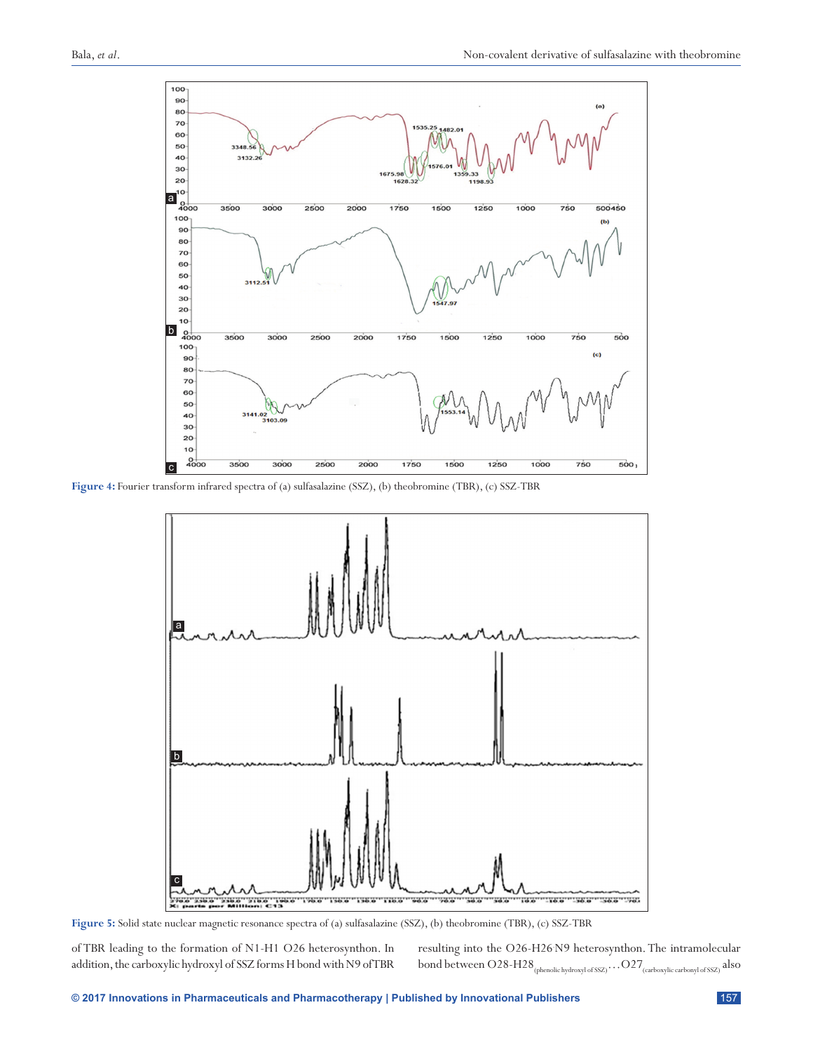(a)

3348.56

3132.26

1535.25 1482.01

1675.98

1628.32

1576.01

1359.33

1198.93

(b)

3112.51

1547.97

(c)

3141.02

3103.09

1553.14

Figure 4: Fourier transform infrared spectra of (a) sulfasalazine (SSZ), (b) theobromine (TBR), (c) SSZ-TBR

X: parts per Million: C13

Figure 5: Solid state nuclear magnetic resonance spectra of (a) sulfasalazine (SSZ), (b) theobromine (TBR), (c) SSZ-TBR

of TBR leading to the formation of N1-H1 O26 heterosynthon. In addition, the carboxylic hydroxyl of SSZ forms H bond with N9 of TBR resulting into the O26-H26 N9 heterosynthon. The intramolecular bond between O28-H28$_{\text{(phenolic hydroxyl of SSZ)}}$…O27$_{\text{(carboxylic carbonyl of SSZ)}}$ also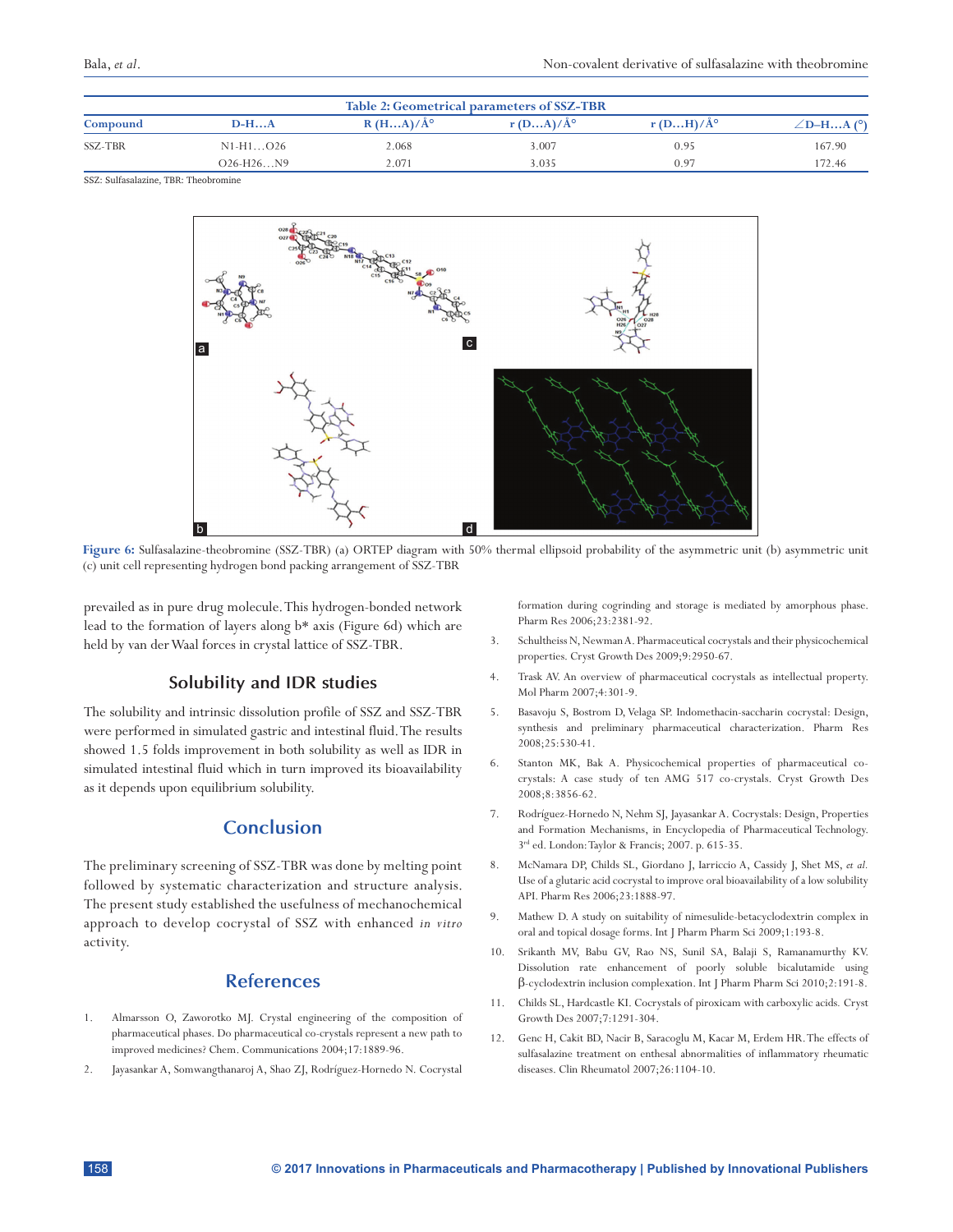**Table 2: Geometrical parameters of SSZ-TBR**

| Compound | D-H…A | R (H…A)/Å° | r (D…A)/Å° | r (D…H)/Å° | ∠D–H…A (°) |
|---|---|---|---|---|---|
| SSZ-TBR | N1-H1…O26 | 2.068 | 3.007 | 0.95 | 167.90 |
| | O26-H26…N9 | 2.071 | 3.035 | 0.97 | 172.46 |

SSZ: Sulfasalazine, TBR: Theobromine

**Figure 6:** Sulfasalazine-theobromine (SSZ-TBR) (a) ORTEP diagram with 50% thermal ellipsoid probability of the asymmetric unit (b) asymmetric unit (c) unit cell representing hydrogen bond packing arrangement of SSZ-TBR

prevailed as in pure drug molecule. This hydrogen-bonded network lead to the formation of layers along b* axis (Figure 6d) which are held by van der Waal forces in crystal lattice of SSZ-TBR.

### Solubility and IDR studies

The solubility and intrinsic dissolution profile of SSZ and SSZ-TBR were performed in simulated gastric and intestinal fluid. The results showed 1.5 folds improvement in both solubility as well as IDR in simulated intestinal fluid which in turn improved its bioavailability as it depends upon equilibrium solubility.

## Conclusion

The preliminary screening of SSZ-TBR was done by melting point followed by systematic characterization and structure analysis. The present study established the usefulness of mechanochemical approach to develop cocrystal of SSZ with enhanced *in vitro* activity.

## References

1. Almarsson O, Zaworotko MJ. Crystal engineering of the composition of pharmaceutical phases. Do pharmaceutical co-crystals represent a new path to improved medicines? Chem. Communications 2004;17:1889-96.
2. Jayasankar A, Somwangthanaroj A, Shao ZJ, Rodríguez-Hornedo N. Cocrystal formation during cogrinding and storage is mediated by amorphous phase. Pharm Res 2006;23:2381-92.
3. Schultheiss N, Newman A. Pharmaceutical cocrystals and their physicochemical properties. Cryst Growth Des 2009;9:2950-67.
4. Trask AV. An overview of pharmaceutical cocrystals as intellectual property. Mol Pharm 2007;4:301-9.
5. Basavoju S, Bostrom D, Velaga SP. Indomethacin-saccharin cocrystal: Design, synthesis and preliminary pharmaceutical characterization. Pharm Res 2008;25:530-41.
6. Stanton MK, Bak A. Physicochemical properties of pharmaceutical co-crystals: A case study of ten AMG 517 co-crystals. Cryst Growth Des 2008;8:3856-62.
7. Rodríguez-Hornedo N, Nehm SJ, Jayasankar A. Cocrystals: Design, Properties and Formation Mechanisms, in Encyclopedia of Pharmaceutical Technology. 3rd ed. London: Taylor & Francis; 2007. p. 615-35.
8. McNamara DP, Childs SL, Giordano J, Iarriccio A, Cassidy J, Shet MS, *et al.* Use of a glutaric acid cocrystal to improve oral bioavailability of a low solubility API. Pharm Res 2006;23:1888-97.
9. Mathew D. A study on suitability of nimesulide-betacyclodextrin complex in oral and topical dosage forms. Int J Pharm Pharm Sci 2009;1:193-8.
10. Srikanth MV, Babu GV, Rao NS, Sunil SA, Balaji S, Ramanamurthy KV. Dissolution rate enhancement of poorly soluble bicalutamide using β-cyclodextrin inclusion complexation. Int J Pharm Pharm Sci 2010;2:191-8.
11. Childs SL, Hardcastle KI. Cocrystals of piroxicam with carboxylic acids. Cryst Growth Des 2007;7:1291-304.
12. Genc H, Cakit BD, Nacir B, Saracoglu M, Kacar M, Erdem HR. The effects of sulfasalazine treatment on enthesal abnormalities of inflammatory rheumatic diseases. Clin Rheumatol 2007;26:1104-10.